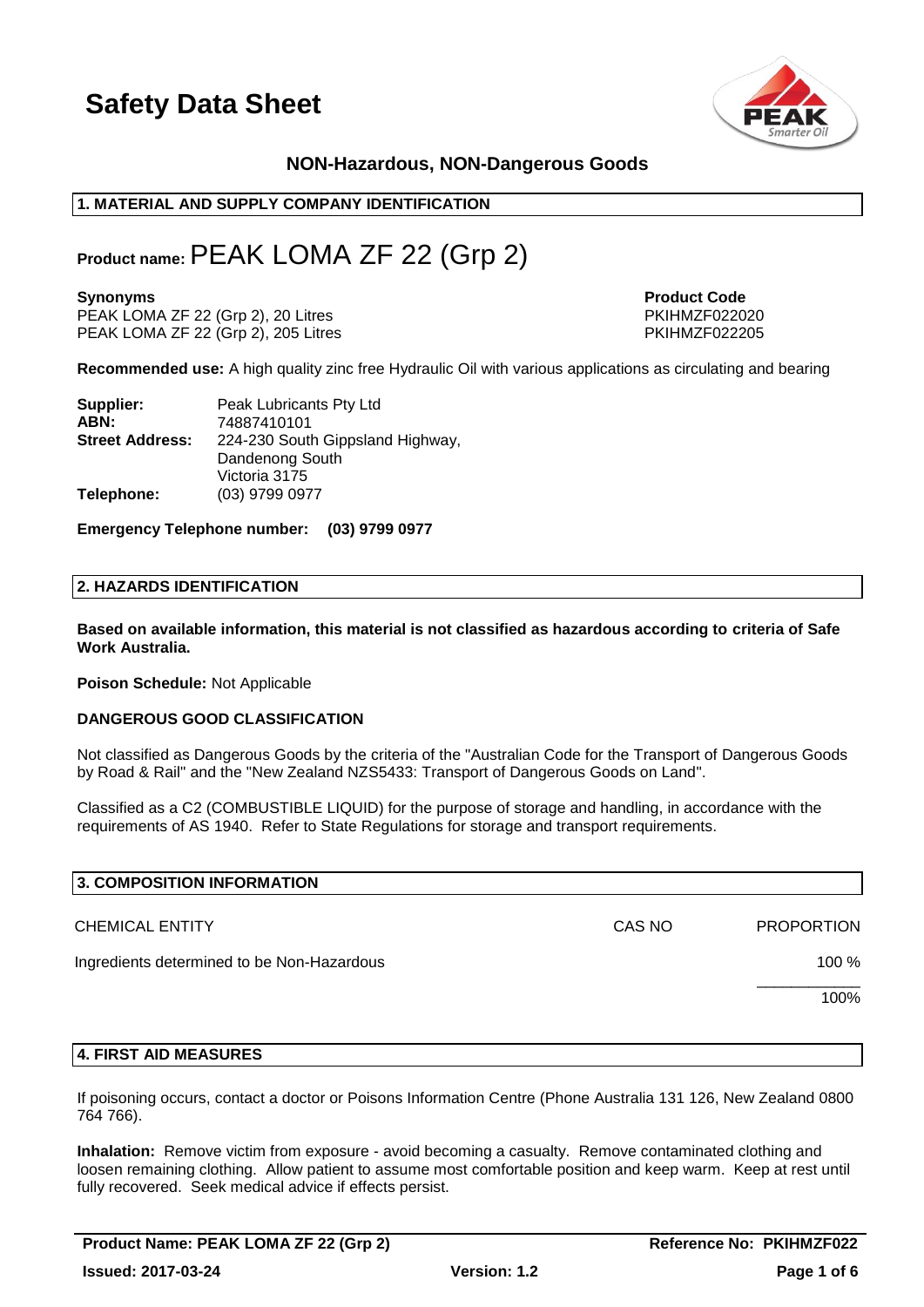# Safety Data Sheet

## NON-Hazardous, NON-Dangerous Goods

### 1. MATERIAL AND SUPPLY COMPANY IDENTIFICATION

**Product name:** PEAK LOMA ZF 22 (Grp 2)

| **Synonyms** | **Product Code** |
|---|---|
| PEAK LOMA ZF 22 (Grp 2), 20 Litres | PKIHMZF022020 |
| PEAK LOMA ZF 22 (Grp 2), 205 Litres | PKIHMZF022205 |

**Recommended use:** A high quality zinc free Hydraulic Oil with various applications as circulating and bearing

**Supplier:** Peak Lubricants Pty Ltd
**ABN:** 74887410101
**Street Address:** 224-230 South Gippsland Highway, Dandenong South, Victoria 3175
**Telephone:** (03) 9799 0977

**Emergency Telephone number: (03) 9799 0977**

### 2. HAZARDS IDENTIFICATION

**Based on available information, this material is not classified as hazardous according to criteria of Safe Work Australia.**

**Poison Schedule:** Not Applicable

**DANGEROUS GOOD CLASSIFICATION**

Not classified as Dangerous Goods by the criteria of the "Australian Code for the Transport of Dangerous Goods by Road & Rail" and the "New Zealand NZS5433: Transport of Dangerous Goods on Land".

Classified as a C2 (COMBUSTIBLE LIQUID) for the purpose of storage and handling, in accordance with the requirements of AS 1940. Refer to State Regulations for storage and transport requirements.

### 3. COMPOSITION INFORMATION

| CHEMICAL ENTITY | CAS NO | PROPORTION |
|---|---|---|
| Ingredients determined to be Non-Hazardous | | 100 % |
| | | 100% |

### 4. FIRST AID MEASURES

If poisoning occurs, contact a doctor or Poisons Information Centre (Phone Australia 131 126, New Zealand 0800 764 766).

**Inhalation:** Remove victim from exposure - avoid becoming a casualty. Remove contaminated clothing and loosen remaining clothing. Allow patient to assume most comfortable position and keep warm. Keep at rest until fully recovered. Seek medical advice if effects persist.

**Product Name: PEAK LOMA ZF 22 (Grp 2)** | **Reference No: PKIHMZF022**
**Issued: 2017-03-24** | **Version: 1.2**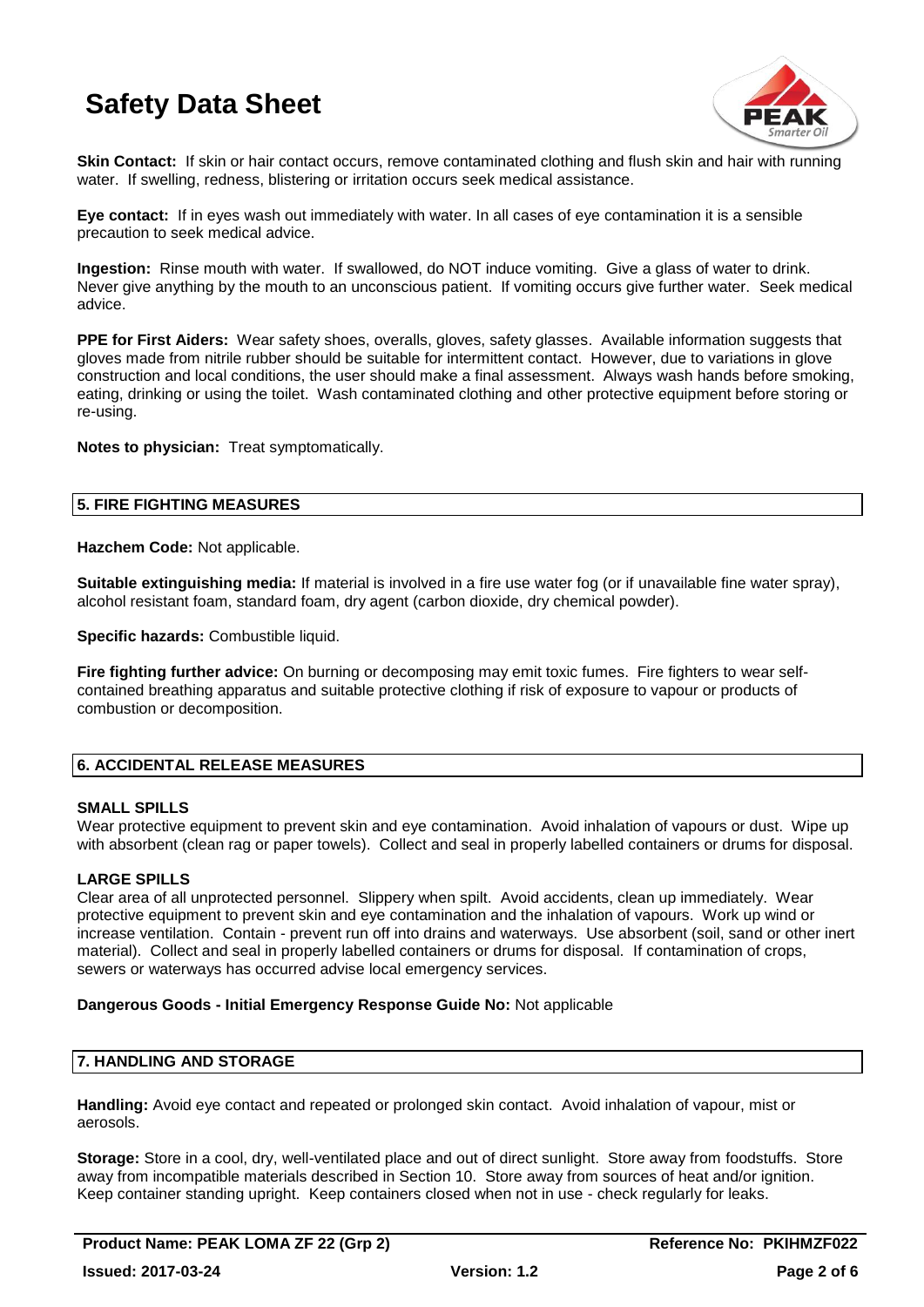**Skin Contact:** If skin or hair contact occurs, remove contaminated clothing and flush skin and hair with running water. If swelling, redness, blistering or irritation occurs seek medical assistance.

**Eye contact:** If in eyes wash out immediately with water. In all cases of eye contamination it is a sensible precaution to seek medical advice.

**Ingestion:** Rinse mouth with water. If swallowed, do NOT induce vomiting. Give a glass of water to drink. Never give anything by the mouth to an unconscious patient. If vomiting occurs give further water. Seek medical advice.

**PPE for First Aiders:** Wear safety shoes, overalls, gloves, safety glasses. Available information suggests that gloves made from nitrile rubber should be suitable for intermittent contact. However, due to variations in glove construction and local conditions, the user should make a final assessment. Always wash hands before smoking, eating, drinking or using the toilet. Wash contaminated clothing and other protective equipment before storing or re-using.

**Notes to physician:** Treat symptomatically.

## 5. FIRE FIGHTING MEASURES

**Hazchem Code:** Not applicable.

**Suitable extinguishing media:** If material is involved in a fire use water fog (or if unavailable fine water spray), alcohol resistant foam, standard foam, dry agent (carbon dioxide, dry chemical powder).

**Specific hazards:** Combustible liquid.

**Fire fighting further advice:** On burning or decomposing may emit toxic fumes. Fire fighters to wear self-contained breathing apparatus and suitable protective clothing if risk of exposure to vapour or products of combustion or decomposition.

## 6. ACCIDENTAL RELEASE MEASURES

### SMALL SPILLS

Wear protective equipment to prevent skin and eye contamination. Avoid inhalation of vapours or dust. Wipe up with absorbent (clean rag or paper towels). Collect and seal in properly labelled containers or drums for disposal.

### LARGE SPILLS

Clear area of all unprotected personnel. Slippery when spilt. Avoid accidents, clean up immediately. Wear protective equipment to prevent skin and eye contamination and the inhalation of vapours. Work up wind or increase ventilation. Contain - prevent run off into drains and waterways. Use absorbent (soil, sand or other inert material). Collect and seal in properly labelled containers or drums for disposal. If contamination of crops, sewers or waterways has occurred advise local emergency services.

**Dangerous Goods - Initial Emergency Response Guide No:** Not applicable

## 7. HANDLING AND STORAGE

**Handling:** Avoid eye contact and repeated or prolonged skin contact. Avoid inhalation of vapour, mist or aerosols.

**Storage:** Store in a cool, dry, well-ventilated place and out of direct sunlight. Store away from foodstuffs. Store away from incompatible materials described in Section 10. Store away from sources of heat and/or ignition. Keep container standing upright. Keep containers closed when not in use - check regularly for leaks.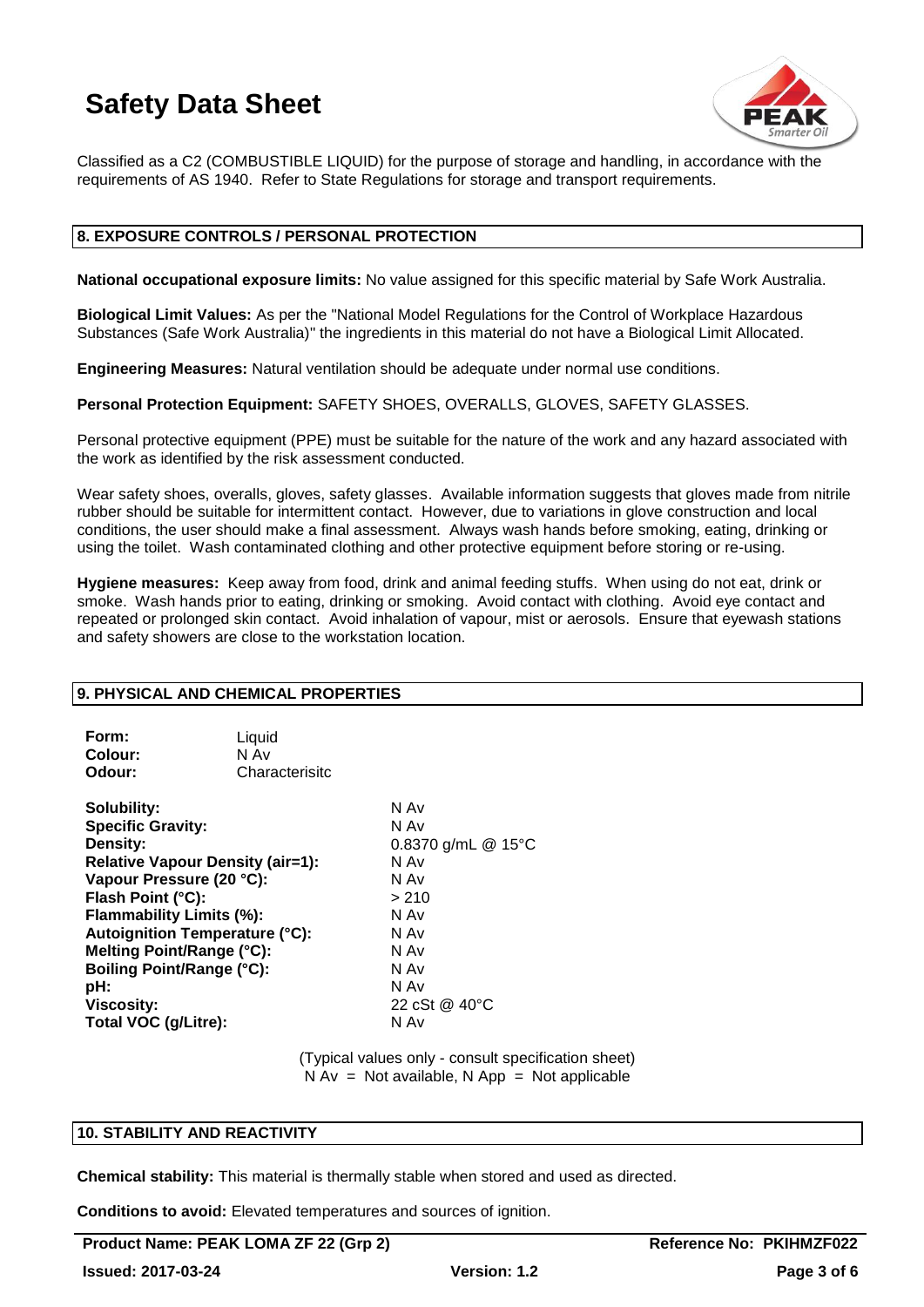Classified as a C2 (COMBUSTIBLE LIQUID) for the purpose of storage and handling, in accordance with the requirements of AS 1940. Refer to State Regulations for storage and transport requirements.

## 8. EXPOSURE CONTROLS / PERSONAL PROTECTION

**National occupational exposure limits:** No value assigned for this specific material by Safe Work Australia.

**Biological Limit Values:** As per the "National Model Regulations for the Control of Workplace Hazardous Substances (Safe Work Australia)" the ingredients in this material do not have a Biological Limit Allocated.

**Engineering Measures:** Natural ventilation should be adequate under normal use conditions.

**Personal Protection Equipment:** SAFETY SHOES, OVERALLS, GLOVES, SAFETY GLASSES.

Personal protective equipment (PPE) must be suitable for the nature of the work and any hazard associated with the work as identified by the risk assessment conducted.

Wear safety shoes, overalls, gloves, safety glasses. Available information suggests that gloves made from nitrile rubber should be suitable for intermittent contact. However, due to variations in glove construction and local conditions, the user should make a final assessment. Always wash hands before smoking, eating, drinking or using the toilet. Wash contaminated clothing and other protective equipment before storing or re-using.

**Hygiene measures:** Keep away from food, drink and animal feeding stuffs. When using do not eat, drink or smoke. Wash hands prior to eating, drinking or smoking. Avoid contact with clothing. Avoid eye contact and repeated or prolonged skin contact. Avoid inhalation of vapour, mist or aerosols. Ensure that eyewash stations and safety showers are close to the workstation location.

## 9. PHYSICAL AND CHEMICAL PROPERTIES

| | |
|---|---|
| **Form:** | Liquid |
| **Colour:** | N Av |
| **Odour:** | Characterisitc |

| | |
|---|---|
| **Solubility:** | N Av |
| **Specific Gravity:** | N Av |
| **Density:** | 0.8370 g/mL @ 15°C |
| **Relative Vapour Density (air=1):** | N Av |
| **Vapour Pressure (20 °C):** | N Av |
| **Flash Point (°C):** | > 210 |
| **Flammability Limits (%):** | N Av |
| **Autoignition Temperature (°C):** | N Av |
| **Melting Point/Range (°C):** | N Av |
| **Boiling Point/Range (°C):** | N Av |
| **pH:** | N Av |
| **Viscosity:** | 22 cSt @ 40°C |
| **Total VOC (g/Litre):** | N Av |

(Typical values only - consult specification sheet)
N Av = Not available, N App = Not applicable

## 10. STABILITY AND REACTIVITY

**Chemical stability:** This material is thermally stable when stored and used as directed.

**Conditions to avoid:** Elevated temperatures and sources of ignition.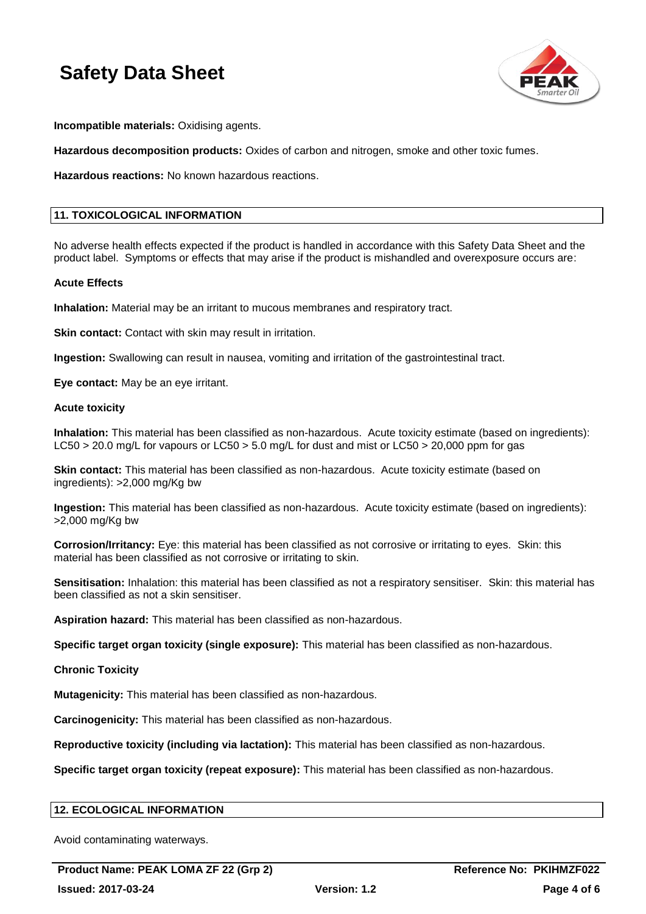**Incompatible materials:** Oxidising agents.

**Hazardous decomposition products:** Oxides of carbon and nitrogen, smoke and other toxic fumes.

**Hazardous reactions:** No known hazardous reactions.

## 11. TOXICOLOGICAL INFORMATION

No adverse health effects expected if the product is handled in accordance with this Safety Data Sheet and the product label. Symptoms or effects that may arise if the product is mishandled and overexposure occurs are:

### Acute Effects

**Inhalation:** Material may be an irritant to mucous membranes and respiratory tract.

**Skin contact:** Contact with skin may result in irritation.

**Ingestion:** Swallowing can result in nausea, vomiting and irritation of the gastrointestinal tract.

**Eye contact:** May be an eye irritant.

### Acute toxicity

**Inhalation:** This material has been classified as non-hazardous. Acute toxicity estimate (based on ingredients): LC50 > 20.0 mg/L for vapours or LC50 > 5.0 mg/L for dust and mist or LC50 > 20,000 ppm for gas

**Skin contact:** This material has been classified as non-hazardous. Acute toxicity estimate (based on ingredients): >2,000 mg/Kg bw

**Ingestion:** This material has been classified as non-hazardous. Acute toxicity estimate (based on ingredients): >2,000 mg/Kg bw

**Corrosion/Irritancy:** Eye: this material has been classified as not corrosive or irritating to eyes. Skin: this material has been classified as not corrosive or irritating to skin.

**Sensitisation:** Inhalation: this material has been classified as not a respiratory sensitiser. Skin: this material has been classified as not a skin sensitiser.

**Aspiration hazard:** This material has been classified as non-hazardous.

**Specific target organ toxicity (single exposure):** This material has been classified as non-hazardous.

### Chronic Toxicity

**Mutagenicity:** This material has been classified as non-hazardous.

**Carcinogenicity:** This material has been classified as non-hazardous.

**Reproductive toxicity (including via lactation):** This material has been classified as non-hazardous.

**Specific target organ toxicity (repeat exposure):** This material has been classified as non-hazardous.

## 12. ECOLOGICAL INFORMATION

Avoid contaminating waterways.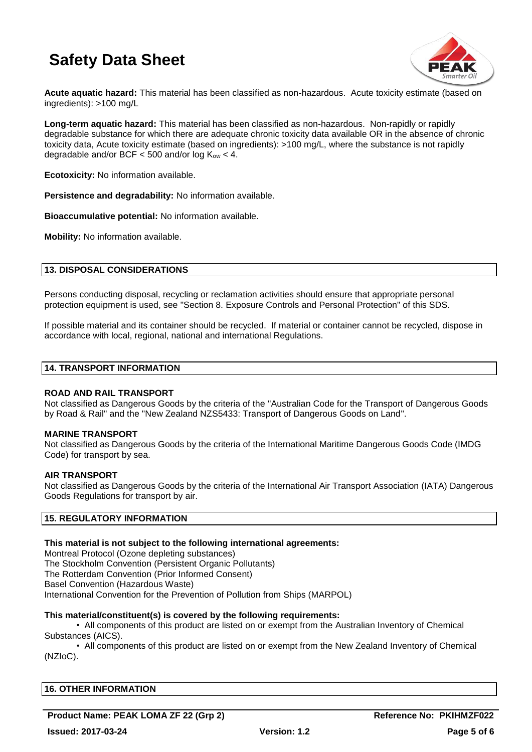**Acute aquatic hazard:** This material has been classified as non-hazardous. Acute toxicity estimate (based on ingredients): >100 mg/L

**Long-term aquatic hazard:** This material has been classified as non-hazardous. Non-rapidly or rapidly degradable substance for which there are adequate chronic toxicity data available OR in the absence of chronic toxicity data, Acute toxicity estimate (based on ingredients): >100 mg/L, where the substance is not rapidly degradable and/or BCF < 500 and/or log $K_{ow}$ < 4.

**Ecotoxicity:** No information available.

**Persistence and degradability:** No information available.

**Bioaccumulative potential:** No information available.

**Mobility:** No information available.

## 13. DISPOSAL CONSIDERATIONS

Persons conducting disposal, recycling or reclamation activities should ensure that appropriate personal protection equipment is used, see "Section 8. Exposure Controls and Personal Protection" of this SDS.

If possible material and its container should be recycled. If material or container cannot be recycled, dispose in accordance with local, regional, national and international Regulations.

## 14. TRANSPORT INFORMATION

**ROAD AND RAIL TRANSPORT**
Not classified as Dangerous Goods by the criteria of the "Australian Code for the Transport of Dangerous Goods by Road & Rail" and the "New Zealand NZS5433: Transport of Dangerous Goods on Land".

**MARINE TRANSPORT**
Not classified as Dangerous Goods by the criteria of the International Maritime Dangerous Goods Code (IMDG Code) for transport by sea.

**AIR TRANSPORT**
Not classified as Dangerous Goods by the criteria of the International Air Transport Association (IATA) Dangerous Goods Regulations for transport by air.

## 15. REGULATORY INFORMATION

**This material is not subject to the following international agreements:**
Montreal Protocol (Ozone depleting substances)
The Stockholm Convention (Persistent Organic Pollutants)
The Rotterdam Convention (Prior Informed Consent)
Basel Convention (Hazardous Waste)
International Convention for the Prevention of Pollution from Ships (MARPOL)

**This material/constituent(s) is covered by the following requirements:**

- All components of this product are listed on or exempt from the Australian Inventory of Chemical Substances (AICS).
- All components of this product are listed on or exempt from the New Zealand Inventory of Chemical (NZIoC).

## 16. OTHER INFORMATION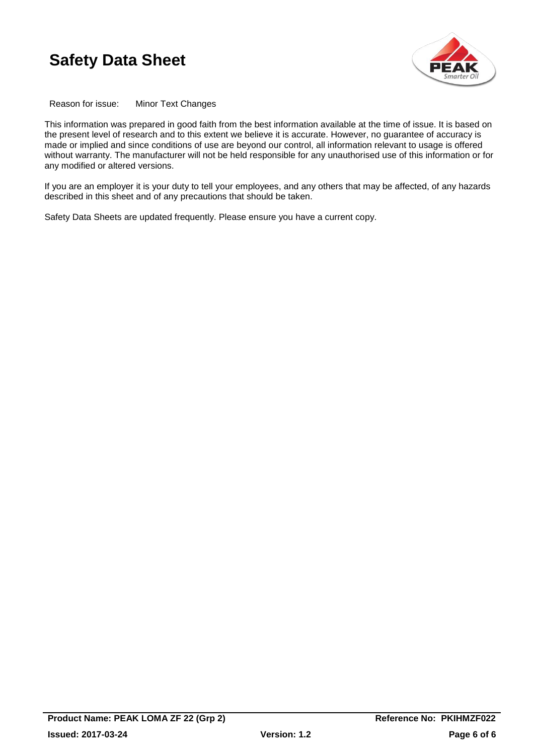Reason for issue: Minor Text Changes

This information was prepared in good faith from the best information available at the time of issue. It is based on the present level of research and to this extent we believe it is accurate. However, no guarantee of accuracy is made or implied and since conditions of use are beyond our control, all information relevant to usage is offered without warranty. The manufacturer will not be held responsible for any unauthorised use of this information or for any modified or altered versions.

If you are an employer it is your duty to tell your employees, and any others that may be affected, of any hazards described in this sheet and of any precautions that should be taken.

Safety Data Sheets are updated frequently. Please ensure you have a current copy.